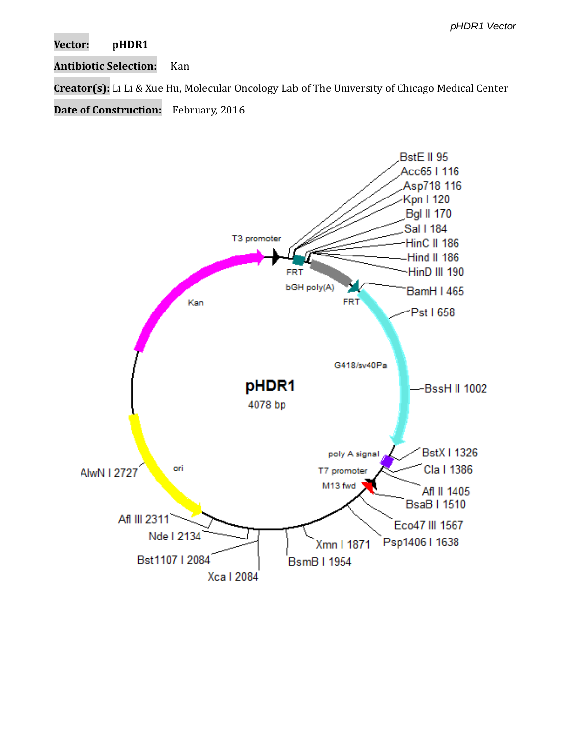**Vector:** **pHDR1**

**Antibiotic Selection:** Kan

**Creator(s):** Li Li & Xue Hu, Molecular Oncology Lab of The University of Chicago Medical Center

**Date of Construction:** February, 2016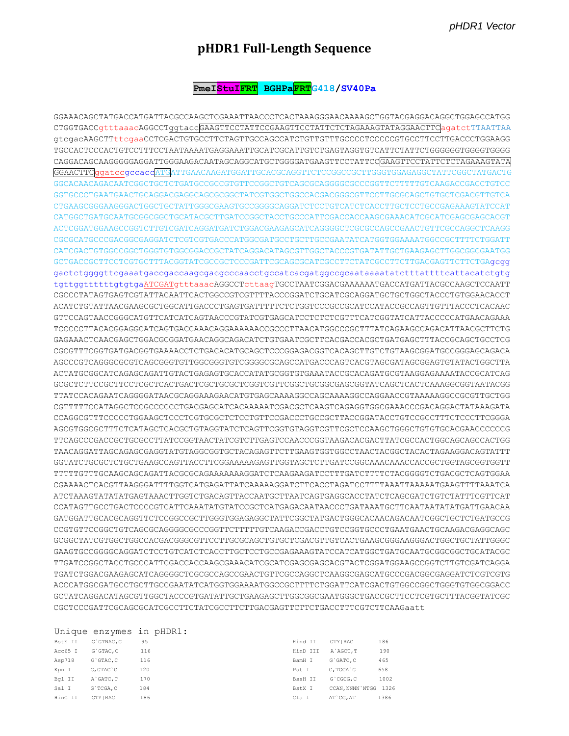*pHDR1 Vector*

# pHDR1 Full-Length Sequence

**PmeI StuI FRT BGHPa FRT G418/SV40Pa**

```
GGAAACAGCTATGACCATGATTACGCCAAGCTCGAAATTAACCCTCACTAAAGGGAACAAAAGCTGGTACGAGGACAGGCTGGAGCCATGG
CTGGTGACCgtttaaacAGGCCTggtaccGAAGTTCCTATTCCGAAGTTCCTATTCTCTAGAAAGTATAGGAACTTCagatctTTAATTAA
gtcgacAAGCTTttcgaaCCTCGACTGTGCCTTCTAGTTGCCAGCCATCTGTTGTTTGCCCCTCCCCCGTGCCTTCCTTGACCCTGGAAGG
TGCCACTCCCACTGTCCTTTCCTAATAAAATGAGGAAATTGCATCGCATTGTCTGAGTAGGTGTCATTCTATTCTGGGGGGTGGGGTGGGG
CAGGACAGCAAGGGGGAGGATTGGGAAGACAATAGCAGGCATGCTGGGGATGAAGTTCCTATTCCGAAGTTCCTATTCTCTAGAAAGTATA
GGAACTTCggatccgccaccATGATTGAACAAGATGGATTGCACGCAGGTTCTCCGGCCGCTTGGGTGGAGAGGCTATTCGGCTATGACTG
GGCACAACAGACAATCGGCTGCTCTGATGCCGCCGTGTTCCGGCTGTCAGCGCAGGGGCGCCCGGTTCTTTTTGTCAAGACCGACCTGTCC
GGTGCCCTGAATGAACTGCAGGACGAGGCAGCGCGGCTATCGTGGCTGGCCACGACGGGCGTTCCTTGCGCAGCTGTGCTCGACGTTGTCA
CTGAAGCGGGAAGGGACTGGCTGCTATTGGGCGAAGTGCCGGGGCAGGATCTCCTGTCATCTCACCTTGCTCCTGCCGAGAAAGTATCCAT
CATGGCTGATGCAATGCGGCGGCTGCATACGCTTGATCCGGCTACCTGCCCATTCGACCACCAAGCGAAACATCGCATCGAGCGAGCACGT
ACTCGGATGGAAGCCGGTCTTGTCGATCAGGATGATCTGGACGAAGAGCATCAGGGGCTCGCGCCAGCCGAACTGTTCGCCAGGCTCAAGG
CGCGCATGCCCGACGGCGAGGATCTCGTCGTGACCCATGGCGATGCCTGCTTGCCGAATATCATGGTGGAAAATGGCCGCTTTTCTGGATT
CATCGACTGTGGCCGGCTGGGTGTGGCGGACCGCTATCAGGACATAGCGTTGGCTACCCGTGATATTGCTGAAGAGCTTGGCGGCGAATGG
GCTGACCGCTTCCTCGTGCTTTACGGTATCGCCGCTCCCGATTCGCAGCGCATCGCCTTCTATCGCCTTCTTGACGAGTTCTTCTGAgcgg
gactctggggttcgaaatgaccgaccaagcgacgcccaacctgccatcacgatggccgcaataaaatatctttattttcattacatctgtg
tgttggttttttgtgtgaATCGATgtttaaacAGGCCTcttaagTGCCTAATCGGACGAAAAAATGACCATGATTACGCCAAGCTCCAATT
CGCCCTATAGTGAGTCGTATTACAATTCACTGGCCGTCGTTTTACCCGGATCTGCATCGCAGGATGCTGCTGGCTACCCTGTGGAACACCT
ACATCTGTATTAACGAAGCGCTGGCATTGACCCTGAGTGATTTTTCTCTGGTCCCGCCGCATCCATACCGCCAGTTGTTTACCCTCACAAC
GTTCCAGTAACCGGGCATGTTCATCATCAGTAACCCGTATCGTGAGCATCCTCTCTCGTTTCATCGGTATCATTACCCCCATGAACAGAAA
TCCCCCTTACACGGAGGCATCAGTGACCAAACAGGAAAAAACCGCCCTTAACATGGCCCGCTTTATCAGAAGCCAGACATTAACGCTTCTG
GAGAAACTCAACGAGCTGGACGCGGATGAACAGGCAGACATCTGTGAATCGCTTCACGACCACGCTGATGAGCTTTACCGCAGCTGCCTCG
CGCGTTTCGGTGATGACGGTGAAAACCTCTGACACATGCAGCTCCCGGAGACGGTCACAGCTTGTCTGTAAGCGGATGCCGGGAGCAGACA
AGCCCGTCAGGGCGCGTCAGCGGGTGTTGGCGGGTGTCGGGGCGCAGCCATGACCCAGTCACGTAGCGATAGCGGAGTGTATACTGGCTTA
ACTATGCGGCATCAGAGCAGATTGTACTGAGAGTGCACCATATGCGGTGTGAAATACCGCACAGATGCGTAAGGAGAAAATACCGCATCAG
GCGCTCTTCCGCTTCCTCGCTCACTGACTCGCTGCGCTCGGTCGTTCGGCTGCGGCGAGCGGTATCAGCTCACTCAAAGGCGGTAATACGG
TTATCCACAGAATCAGGGGATAACGCAGGAAAGAACATGTGAGCAAAAGGCCAGCAAAAGGCCAGGAACCGTAAAAAGGCCGCGTTGCTGG
CGTTTTTCCATAGGCTCCGCCCCCCTGACGAGCATCACAAAAATCGACGCTCAAGTCAGAGGTGGCGAAACCCGACAGGACTATAAAGATA
CCAGGCGTTTCCCCCTGGAAGCTCCCTCGTGCGCTCTCCTGTTCCGACCCTGCCGCTTACCGGATACCTGTCCGCCTTTCTCCCTTCGGGA
AGCGTGGCGCTTTCTCATAGCTCACGCTGTAGGTATCTCAGTTCGGTGTAGGTCGTTCGCTCCAAGCTGGGCTGTGTGCACGAACCCCCCG
TTCAGCCCGACCGCTGCGCCTTATCCGGTAACTATCGTCTTGAGTCCAACCCGGTAAGACACGACTTATCGCCACTGGCAGCAGCCACTGG
TAACAGGATTAGCAGAGCGAGGTATGTAGGCGGTGCTACAGAGTTCTTGAAGTGGTGGCCTAACTACGGCTACACTAGAAGGACAGTATTT
GGTATCTGCGCTCTGCTGAAGCCAGTTACCTTCGGAAAAAGAGTTGGTAGCTCTTGATCCGGCAAACAAACCACCGCTGGTAGCGGTGGT
TTTTTGTTTGCAAGCAGCAGATTACGCGCAGAAAAAAAGGATCTCAAGAAGATCCTTTGATCTTTTCTACGGGGTCTGACGCTCAGTGGAA
CGAAAACTCACGTTAAGGGATTTTGGTCATGAGATTATCAAAAAGGATCTTCACCTAGATCCTTTTAAATTAAAAATGAAGTTTTAAATCA
ATCTAAAGTATATATGAGTAAACTTGGTCTGACAGTTACCAATGCTTAATCAGTGAGGCACCTATCTCAGCGATCTGTCTATTTCGTTCAT
CCATAGTTGCCTGACTCCCCGTCATTCAAATATGTATCCGCTCATGAGACAATAACCCTGATAAATGCTTCAATAATATATTGATTGAACAA
GATGGATTGCACGCAGGTTCTCCGGCCGCTTGGGTGGAGAGGCTATTCGGCTATGACTGGGCACAACAGACAATCGGCTGCTCTGATGCCG
CCGTGTTCCGGCTGTCAGCGCAGGGGCGCCCGGTTCTTTTTGTCAAGACCGACCTGTCCGGTGCCCTGAATGAACTGCAAGACGAGGCAGC
GCGGCTATCGTGGCTGGCCACGACGGGCGTTCCTTGCGCAGCTGTGCTCGACGTTGTCACTGAAGCGGGAAGGGACTGGCTGCTATTGGGC
GAAGTGCCGGGGCAGGATCTCCTGTCATCTCACCTTGCTCCTGCCGAGAAAGTATCCATCATGGCTGATGCAATGCGGCGGCTGCATACGC
TTGATCCGGCTACCTGCCCATTCGACCACCAAGCGAAACATCGCATCGAGCGAGCACGTACTCGGATGGAAGCCGGTCTTGTCGATCAGGA
TGATCTGGACGAAGAGCATCAGGGGCTCGCGCCAGCCGAACTGTTCGCCAGGCTCAAGGCGAGCATGCCCGACGGCGAGGATCTCGTCGTG
ACCCATGGCGATGCCTGCTTGCCGAATATCATGGTGGAAAATGGCCGCTTTTCTGGATTCATCGACTGTGGCCGGCTGGGTGTGGCGGACC
GCTATCAGGACATAGCGTTGGCTACCCGTGATATTGCTGAAGAGCTTGGCGGCGAATGGGCTGACCGCTTCCTCGTGCTTTACGGTATCGC
CGCTCCCGATTCGCAGCGCATCGCCTTCTATCGCCTTCTTGACGAGTTCTTCTGACCTTTCGTCTTCAAGaatt
```

Unique enzymes in pHDR1:

| Enzyme | Site | Position |
|---|---|---|
| BstE II | G\`GTNAC,C | 95 |
| Acc65 I | G\`GTAC,C | 116 |
| Asp718 | G\`GTAC,C | 116 |
| Kpn I | G,GTAC\`C | 120 |
| Bgl II | A\`GATC,T | 170 |
| Sal I | G\`TCGA,C | 184 |
| HinC II | GTY\|RAC | 186 |
| Hind II | GTY\|RAC | 186 |
| HinD III | A\`AGCT,T | 190 |
| BamH I | G\`GATC,C | 465 |
| Pst I | C,TGCA\`G | 658 |
| BssH II | G\`CGCG,C | 1002 |
| BstX I | CCAN,NNNN\`NTGG | 1326 |
| Cla I | AT\`CG,AT | 1386 |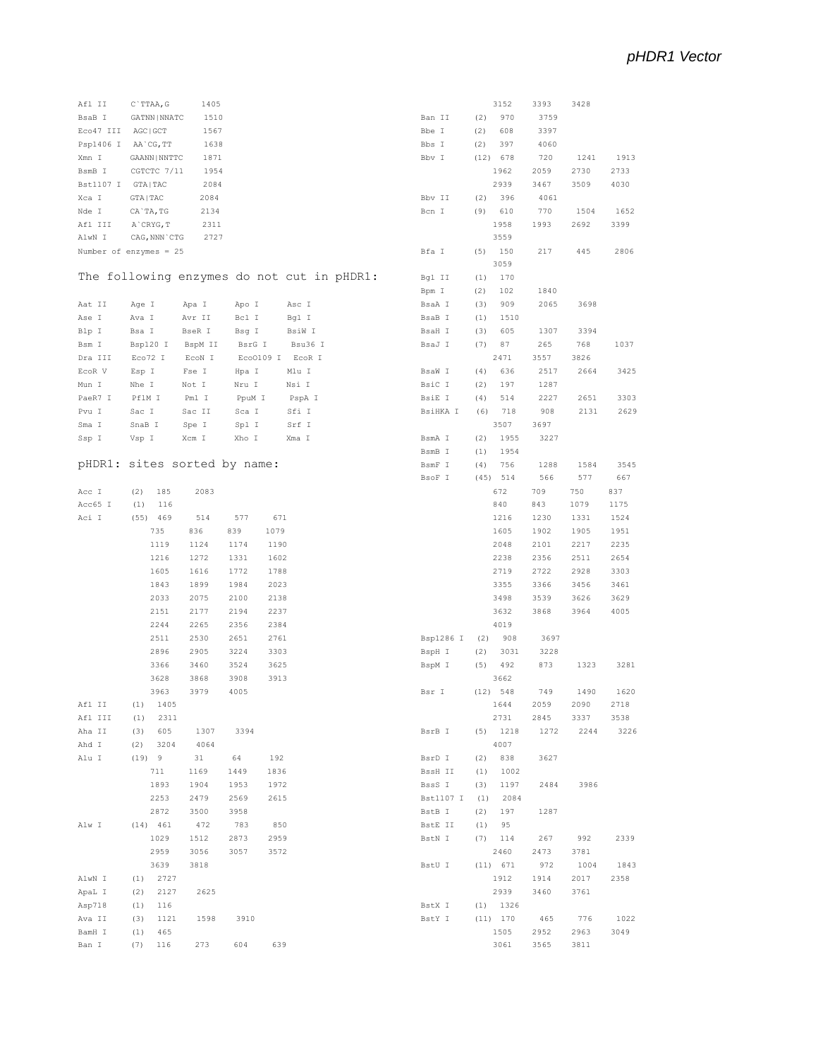| | | |
|---|---|---|
| Afl II | C`TTAA,G | 1405 |
| BsaB I | GATNN\|NNATC | 1510 |
| Eco47 III | AGC\|GCT | 1567 |
| Psp1406 I | AA`CG,TT | 1638 |
| Xmn I | GAANN\|NNTTC | 1871 |
| BsmB I | CGTCTC 7/11 | 1954 |
| Bst1107 I | GTA\|TAC | 2084 |
| Xca I | GTA\|TAC | 2084 |
| Nde I | CA`TA,TG | 2134 |
| Afl III | A`CRYG,T | 2311 |
| AlwN I | CAG,NNN`CTG | 2727 |

Number of enzymes = 25

## The following enzymes do not cut in pHDR1:

| | | | | |
|---|---|---|---|---|
| Aat II | Age I | Apa I | Apo I | Asc I |
| Ase I | Ava I | Avr II | Bcl I | Bgl I |
| Blp I | Bsa I | BseR I | Bsg I | BsiW I |
| Bsm I | Bsp120 I | BspM II | BsrG I | Bsu36 I |
| Dra III | Eco72 I | EcoN I | EcoO109 I | EcoR I |
| EcoR V | Esp I | Fse I | Hpa I | Mlu I |
| Mun I | Nhe I | Not I | Nru I | Nsi I |
| PaeR7 I | PflM I | Pml I | PpuM I | PspA I |
| Pvu I | Sac I | Sac II | Sca I | Sfi I |
| Sma I | SnaB I | Spe I | Spl I | Srf I |
| Ssp I | Vsp I | Xcm I | Xho I | Xma I |

## pHDR1: sites sorted by name:

```
Acc I      (2)  185    2083
Acc65 I    (1)  116
Aci I      (55) 469    514    577    671
                735    836    839    1079
                1119   1124   1174   1190
                1216   1272   1331   1602
                1605   1616   1772   1788
                1843   1899   1984   2023
                2033   2075   2100   2138
                2151   2177   2194   2237
                2244   2265   2356   2384
                2511   2530   2651   2761
                2896   2905   3224   3303
                3366   3460   3524   3625
                3628   3868   3908   3913
                3963   3979   4005
Afl II     (1)  1405
Afl III    (1)  2311
Aha II     (3)  605    1307   3394
Ahd I      (2)  3204   4064
Alu I      (19) 9      31     64     192
                711    1169   1449   1836
                1893   1904   1953   1972
                2253   2479   2569   2615
                2872   3500   3958
Alw I      (14) 461    472    783    850
                1029   1512   2873   2959
                2959   3056   3057   3572
                3639   3818
AlwN I     (1)  2727
ApaL I     (2)  2127   2625
Asp718     (1)  116
Ava II     (3)  1121   1598   3910
BamH I     (1)  465
Ban I      (7)  116    273    604    639
                3152   3393   3428
Ban II     (2)  970    3759
Bbe I      (2)  608    3397
Bbs I      (2)  397    4060
Bbv I      (12) 678    720    1241   1913
                1962   2059   2730   2733
                2939   3467   3509   4030
Bbv II     (2)  396    4061
Bcn I      (9)  610    770    1504   1652
                1958   1993   2692   3399
                3559
Bfa I      (5)  150    217    445    2806
                3059
Bgl II     (1)  170
Bpm I      (2)  102    1840
BsaA I     (3)  909    2065   3698
BsaB I     (1)  1510
BsaH I     (3)  605    1307   3394
BsaJ I     (7)  87     265    768    1037
                2471   3557   3826
BsaW I     (4)  636    2517   2664   3425
BsiC I     (2)  197    1287
BsiE I     (4)  514    2227   2651   3303
BsiHKA I   (6)  718    908    2131   2629
                3507   3697
BsmA I     (2)  1955   3227
BsmB I     (1)  1954
BsmF I     (4)  756    1288   1584   3545
BsoF I     (45) 514    566    577    667
                672    709    750    837
                840    843    1079   1175
                1216   1230   1331   1524
                1605   1902   1905   1951
                2048   2101   2217   2235
                2238   2356   2511   2654
                2719   2722   2928   3303
                3355   3366   3456   3461
                3498   3539   3626   3629
                3632   3868   3964   4005
                4019
Bsp1286 I  (2)  908    3697
BspH I     (2)  3031   3228
BspM I     (5)  492    873    1323   3281
                3662
Bsr I      (12) 548    749    1490   1620
                1644   2059   2090   2718
                2731   2845   3337   3538
BsrB I     (5)  1218   1272   2244   3226
                4007
BsrD I     (2)  838    3627
BssH II    (1)  1002
BssS I     (3)  1197   2484   3986
Bst1107 I  (1)  2084
BstB I     (2)  197    1287
BstE II    (1)  95
BstN I     (7)  114    267    992    2339
                2460   2473   3781
BstU I     (11) 671    972    1004   1843
                1912   1914   2017   2358
                2939   3460   3761
BstX I     (1)  1326
BstY I     (11) 170    465    776    1022
                1505   2952   2963   3049
                3061   3565   3811
```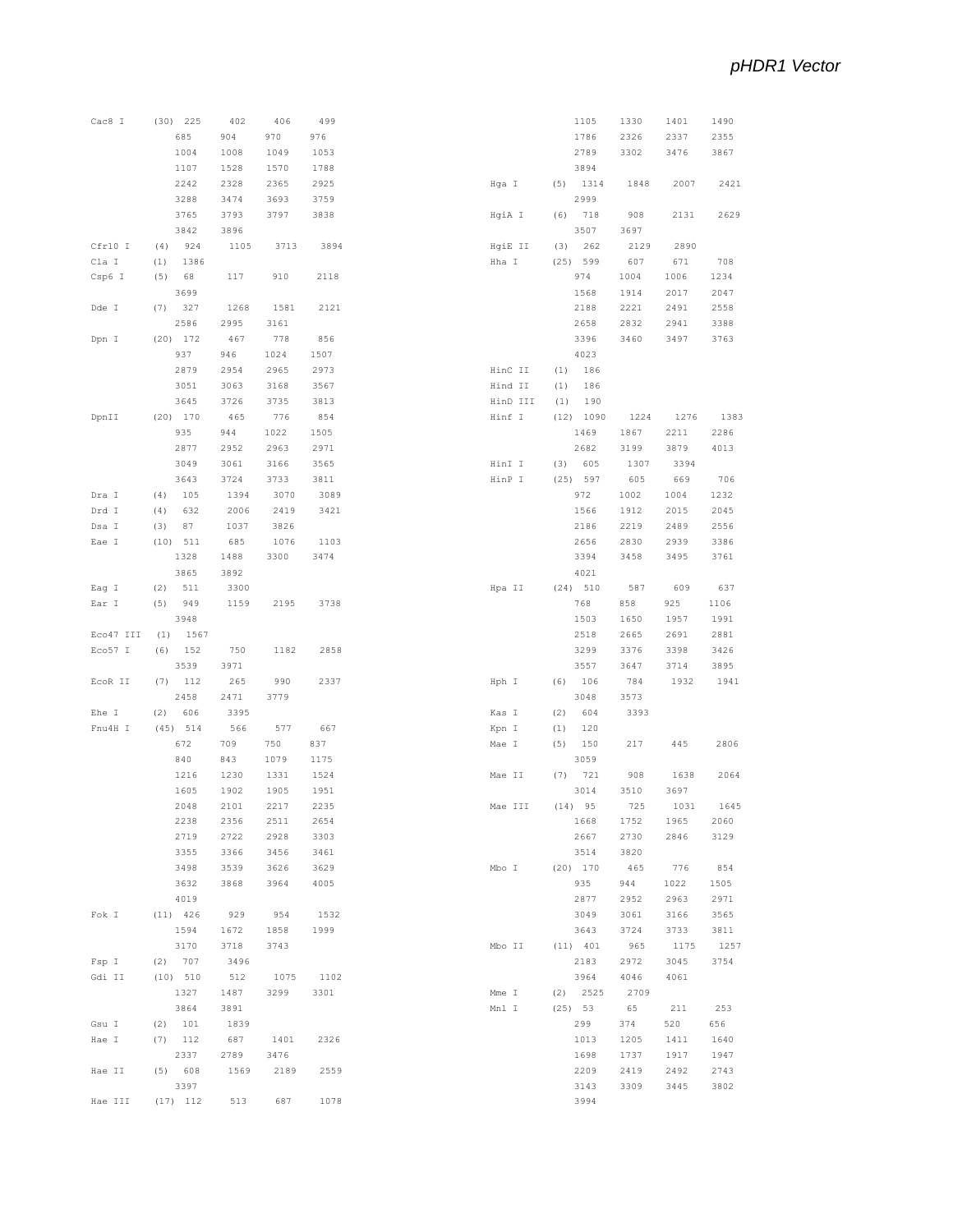| Enzyme | (n) | Positions | | | |
|---|---|---|---|---|---|
| Cac8 I | (30) | 225 | 402 | 406 | 499 |
| | | 685 | 904 | 970 | 976 |
| | | 1004 | 1008 | 1049 | 1053 |
| | | 1107 | 1528 | 1570 | 1788 |
| | | 2242 | 2328 | 2365 | 2925 |
| | | 3288 | 3474 | 3693 | 3759 |
| | | 3765 | 3793 | 3797 | 3838 |
| | | 3842 | 3896 | | |
| Cfr10 I | (4) | 924 | 1105 | 3713 | 3894 |
| Cla I | (1) | 1386 | | | |
| Csp6 I | (5) | 68 | 117 | 910 | 2118 |
| | | 3699 | | | |
| Dde I | (7) | 327 | 1268 | 1581 | 2121 |
| | | 2586 | 2995 | 3161 | |
| Dpn I | (20) | 172 | 467 | 778 | 856 |
| | | 937 | 946 | 1024 | 1507 |
| | | 2879 | 2954 | 2965 | 2973 |
| | | 3051 | 3063 | 3168 | 3567 |
| | | 3645 | 3726 | 3735 | 3813 |
| DpnII | (20) | 170 | 465 | 776 | 854 |
| | | 935 | 944 | 1022 | 1505 |
| | | 2877 | 2952 | 2963 | 2971 |
| | | 3049 | 3061 | 3166 | 3565 |
| | | 3643 | 3724 | 3733 | 3811 |
| Dra I | (4) | 105 | 1394 | 3070 | 3089 |
| Drd I | (4) | 632 | 2006 | 2419 | 3421 |
| Dsa I | (3) | 87 | 1037 | 3826 | |
| Eae I | (10) | 511 | 685 | 1076 | 1103 |
| | | 1328 | 1488 | 3300 | 3474 |
| | | 3865 | 3892 | | |
| Eag I | (2) | 511 | 3300 | | |
| Ear I | (5) | 949 | 1159 | 2195 | 3738 |
| | | 3948 | | | |
| Eco47 III | (1) | 1567 | | | |
| Eco57 I | (6) | 152 | 750 | 1182 | 2858 |
| | | 3539 | 3971 | | |
| EcoR II | (7) | 112 | 265 | 990 | 2337 |
| | | 2458 | 2471 | 3779 | |
| Ehe I | (2) | 606 | 3395 | | |
| Fnu4H I | (45) | 514 | 566 | 577 | 667 |
| | | 672 | 709 | 750 | 837 |
| | | 840 | 843 | 1079 | 1175 |
| | | 1216 | 1230 | 1331 | 1524 |
| | | 1605 | 1902 | 1905 | 1951 |
| | | 2048 | 2101 | 2217 | 2235 |
| | | 2238 | 2356 | 2511 | 2654 |
| | | 2719 | 2722 | 2928 | 3303 |
| | | 3355 | 3366 | 3456 | 3461 |
| | | 3498 | 3539 | 3626 | 3629 |
| | | 3632 | 3868 | 3964 | 4005 |
| | | 4019 | | | |
| Fok I | (11) | 426 | 929 | 954 | 1532 |
| | | 1594 | 1672 | 1858 | 1999 |
| | | 3170 | 3718 | 3743 | |
| Fsp I | (2) | 707 | 3496 | | |
| Gdi II | (10) | 510 | 512 | 1075 | 1102 |
| | | 1327 | 1487 | 3299 | 3301 |
| | | 3864 | 3891 | | |
| Gsu I | (2) | 101 | 1839 | | |
| Hae I | (7) | 112 | 687 | 1401 | 2326 |
| | | 2337 | 2789 | 3476 | |
| Hae II | (5) | 608 | 1569 | 2189 | 2559 |
| | | 3397 | | | |
| Hae III | (17) | 112 | 513 | 687 | 1078 |
| | | 1105 | 1330 | 1401 | 1490 |
| | | 1786 | 2326 | 2337 | 2355 |
| | | 2789 | 3302 | 3476 | 3867 |
| | | 3894 | | | |
| Hga I | (5) | 1314 | 1848 | 2007 | 2421 |
| | | 2999 | | | |
| HgiA I | (6) | 718 | 908 | 2131 | 2629 |
| | | 3507 | 3697 | | |
| HgiE II | (3) | 262 | 2129 | 2890 | |
| Hha I | (25) | 599 | 607 | 671 | 708 |
| | | 974 | 1004 | 1006 | 1234 |
| | | 1568 | 1914 | 2017 | 2047 |
| | | 2188 | 2221 | 2491 | 2558 |
| | | 2658 | 2832 | 2941 | 3388 |
| | | 3396 | 3460 | 3497 | 3763 |
| | | 4023 | | | |
| HinC II | (1) | 186 | | | |
| Hind II | (1) | 186 | | | |
| HinD III | (1) | 190 | | | |
| Hinf I | (12) | 1090 | 1224 | 1276 | 1383 |
| | | 1469 | 1867 | 2211 | 2286 |
| | | 2682 | 3199 | 3879 | 4013 |
| HinI I | (3) | 605 | 1307 | 3394 | |
| HinP I | (25) | 597 | 605 | 669 | 706 |
| | | 972 | 1002 | 1004 | 1232 |
| | | 1566 | 1912 | 2015 | 2045 |
| | | 2186 | 2219 | 2489 | 2556 |
| | | 2656 | 2830 | 2939 | 3386 |
| | | 3394 | 3458 | 3495 | 3761 |
| | | 4021 | | | |
| Hpa II | (24) | 510 | 587 | 609 | 637 |
| | | 768 | 858 | 925 | 1106 |
| | | 1503 | 1650 | 1957 | 1991 |
| | | 2518 | 2665 | 2691 | 2881 |
| | | 3299 | 3376 | 3398 | 3426 |
| | | 3557 | 3647 | 3714 | 3895 |
| Hph I | (6) | 106 | 784 | 1932 | 1941 |
| | | 3048 | 3573 | | |
| Kas I | (2) | 604 | 3393 | | |
| Kpn I | (1) | 120 | | | |
| Mae I | (5) | 150 | 217 | 445 | 2806 |
| | | 3059 | | | |
| Mae II | (7) | 721 | 908 | 1638 | 2064 |
| | | 3014 | 3510 | 3697 | |
| Mae III | (14) | 95 | 725 | 1031 | 1645 |
| | | 1668 | 1752 | 1965 | 2060 |
| | | 2667 | 2730 | 2846 | 3129 |
| | | 3514 | 3820 | | |
| Mbo I | (20) | 170 | 465 | 776 | 854 |
| | | 935 | 944 | 1022 | 1505 |
| | | 2877 | 2952 | 2963 | 2971 |
| | | 3049 | 3061 | 3166 | 3565 |
| | | 3643 | 3724 | 3733 | 3811 |
| Mbo II | (11) | 401 | 965 | 1175 | 1257 |
| | | 2183 | 2972 | 3045 | 3754 |
| | | 3964 | 4046 | 4061 | |
| Mme I | (2) | 2525 | 2709 | | |
| Mnl I | (25) | 53 | 65 | 211 | 253 |
| | | 299 | 374 | 520 | 656 |
| | | 1013 | 1205 | 1411 | 1640 |
| | | 1698 | 1737 | 1917 | 1947 |
| | | 2209 | 2419 | 2492 | 2743 |
| | | 3143 | 3309 | 3445 | 3802 |
| | | 3994 | | | |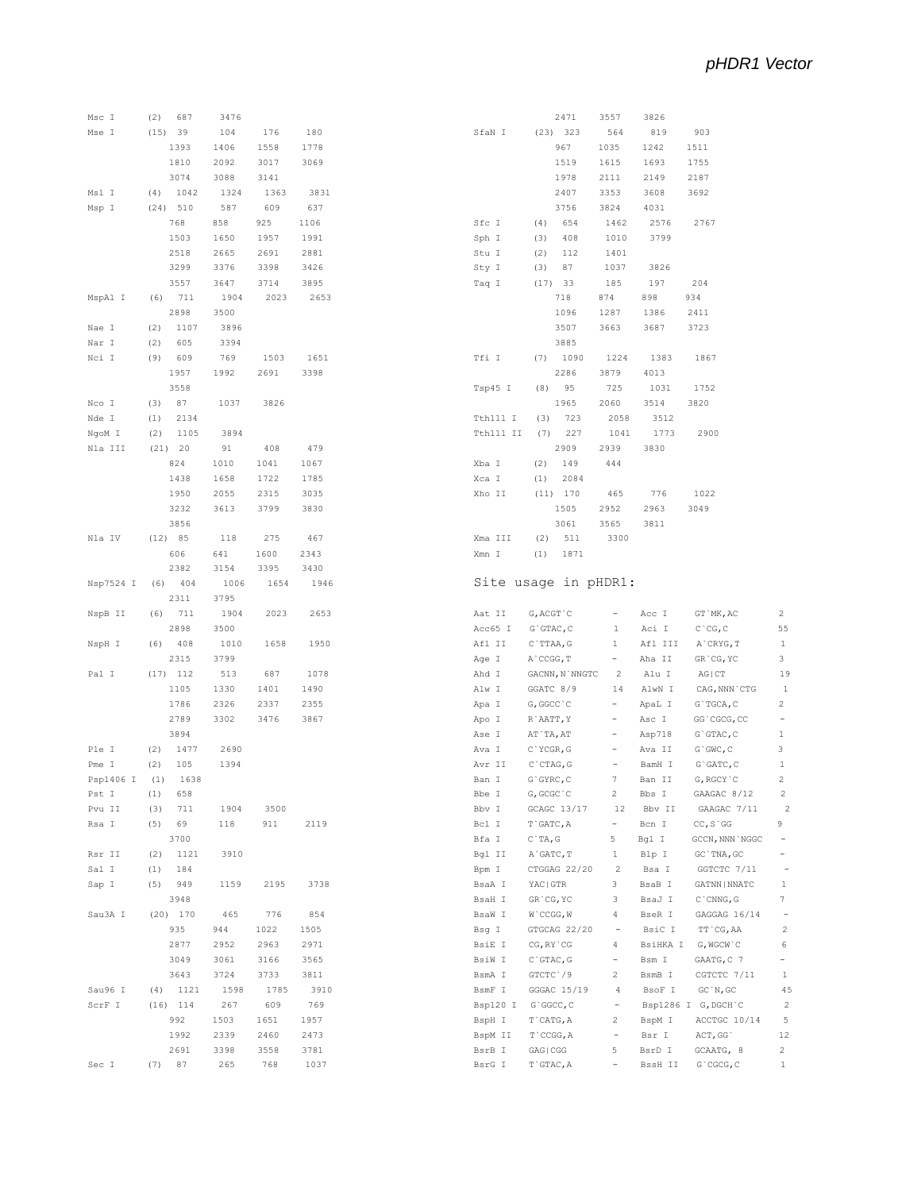*pHDR1 Vector*

| Enzyme | Sites | Positions | | | |
|---|---|---|---|---|---|
| Msc I | (2) | 687 | 3476 | | |
| Mse I | (15) | 39 | 104 | 176 | 180 |
| | | 1393 | 1406 | 1558 | 1778 |
| | | 1810 | 2092 | 3017 | 3069 |
| | | 3074 | 3088 | 3141 | |
| Msl I | (4) | 1042 | 1324 | 1363 | 3831 |
| Msp I | (24) | 510 | 587 | 609 | 637 |
| | | 768 | 858 | 925 | 1106 |
| | | 1503 | 1650 | 1957 | 1991 |
| | | 2518 | 2665 | 2691 | 2881 |
| | | 3299 | 3376 | 3398 | 3426 |
| | | 3557 | 3647 | 3714 | 3895 |
| MspA1 I | (6) | 711 | 1904 | 2023 | 2653 |
| | | 2898 | 3500 | | |
| Nae I | (2) | 1107 | 3896 | | |
| Nar I | (2) | 605 | 3394 | | |
| Nci I | (9) | 609 | 769 | 1503 | 1651 |
| | | 1957 | 1992 | 2691 | 3398 |
| | | 3558 | | | |
| Nco I | (3) | 87 | 1037 | 3826 | |
| Nde I | (1) | 2134 | | | |
| NgoM I | (2) | 1105 | 3894 | | |
| Nla III | (21) | 20 | 91 | 408 | 479 |
| | | 824 | 1010 | 1041 | 1067 |
| | | 1438 | 1658 | 1722 | 1785 |
| | | 1950 | 2055 | 2315 | 3035 |
| | | 3232 | 3613 | 3799 | 3830 |
| | | 3856 | | | |
| Nla IV | (12) | 85 | 118 | 275 | 467 |
| | | 606 | 641 | 1600 | 2343 |
| | | 2382 | 3154 | 3395 | 3430 |
| Nsp7524 I | (6) | 404 | 1006 | 1654 | 1946 |
| | | 2311 | 3795 | | |
| NspB II | (6) | 711 | 1904 | 2023 | 2653 |
| | | 2898 | 3500 | | |
| NspH I | (6) | 408 | 1010 | 1658 | 1950 |
| | | 2315 | 3799 | | |
| Pal I | (17) | 112 | 513 | 687 | 1078 |
| | | 1105 | 1330 | 1401 | 1490 |
| | | 1786 | 2326 | 2337 | 2355 |
| | | 2789 | 3302 | 3476 | 3867 |
| | | 3894 | | | |
| Ple I | (2) | 1477 | 2690 | | |
| Pme I | (2) | 105 | 1394 | | |
| Psp1406 I | (1) | 1638 | | | |
| Pst I | (1) | 658 | | | |
| Pvu II | (3) | 711 | 1904 | 3500 | |
| Rsa I | (5) | 69 | 118 | 911 | 2119 |
| | | 3700 | | | |
| Rsr II | (2) | 1121 | 3910 | | |
| Sal I | (1) | 184 | | | |
| Sap I | (5) | 949 | 1159 | 2195 | 3738 |
| | | 3948 | | | |
| Sau3A I | (20) | 170 | 465 | 776 | 854 |
| | | 935 | 944 | 1022 | 1505 |
| | | 2877 | 2952 | 2963 | 2971 |
| | | 3049 | 3061 | 3166 | 3565 |
| | | 3643 | 3724 | 3733 | 3811 |
| Sau96 I | (4) | 1121 | 1598 | 1785 | 3910 |
| ScrF I | (16) | 114 | 267 | 609 | 769 |
| | | 992 | 1503 | 1651 | 1957 |
| | | 1992 | 2339 | 2460 | 2473 |
| | | 2691 | 3398 | 3558 | 3781 |
| Sec I | (7) | 87 | 265 | 768 | 1037 |
| | | 2471 | 3557 | 3826 | |
| SfaN I | (23) | 323 | 564 | 819 | 903 |
| | | 967 | 1035 | 1242 | 1511 |
| | | 1519 | 1615 | 1693 | 1755 |
| | | 1978 | 2111 | 2149 | 2187 |
| | | 2407 | 3353 | 3608 | 3692 |
| | | 3756 | 3824 | 4031 | |
| Sfc I | (4) | 654 | 1462 | 2576 | 2767 |
| Sph I | (3) | 408 | 1010 | 3799 | |
| Stu I | (2) | 112 | 1401 | | |
| Sty I | (3) | 87 | 1037 | 3826 | |
| Taq I | (17) | 33 | 185 | 197 | 204 |
| | | 718 | 874 | 898 | 934 |
| | | 1096 | 1287 | 1386 | 2411 |
| | | 3507 | 3663 | 3687 | 3723 |
| | | 3885 | | | |
| Tfi I | (7) | 1090 | 1224 | 1383 | 1867 |
| | | 2286 | 3879 | 4013 | |
| Tsp45 I | (8) | 95 | 725 | 1031 | 1752 |
| | | 1965 | 2060 | 3514 | 3820 |
| Tth111 I | (3) | 723 | 2058 | 3512 | |
| Tth111 II | (7) | 227 | 1041 | 1773 | 2900 |
| | | 2909 | 2939 | 3830 | |
| Xba I | (2) | 149 | 444 | | |
| Xca I | (1) | 2084 | | | |
| Xho II | (11) | 170 | 465 | 776 | 1022 |
| | | 1505 | 2952 | 2963 | 3049 |
| | | 3061 | 3565 | 3811 | |
| Xma III | (2) | 511 | 3300 | | |
| Xmn I | (1) | 1871 | | | |

## Site usage in pHDR1:

| Enzyme | Site | Usage | Enzyme | Site | Usage |
|---|---|---|---|---|---|
| Aat II | G,ACGT`C | - | Acc I | GT`MK,AC | 2 |
| Acc65 I | G`GTAC,C | 1 | Aci I | C`CG,C | 55 |
| Afl II | C`TTAA,G | 1 | Afl III | A`CRYG,T | 1 |
| Age I | A`CCGG,T | - | Aha II | GR`CG,YC | 3 |
| Ahd I | GACNN,N`NNGTC | 2 | Alu I | AG\|CT | 19 |
| Alw I | GGATC 8/9 | 14 | AlwN I | CAG,NNN`CTG | 1 |
| Apa I | G,GGCC`C | - | ApaL I | G`TGCA,C | 2 |
| Apo I | R`AATT,Y | - | Asc I | GG`CGCG,CC | - |
| Ase I | AT`TA,AT | - | Asp718 | G`GTAC,C | 1 |
| Ava I | C`YCGR,G | - | Ava II | G`GWC,C | 3 |
| Avr II | C`CTAG,G | - | BamH I | G`GATC,C | 1 |
| Ban I | G`GYRC,C | 7 | Ban II | G,RGCY`C | 2 |
| Bbe I | G,GCGC`C | 2 | Bbs I | GAAGAC 8/12 | 2 |
| Bbv I | GCAGC 13/17 | 12 | Bbv II | GAAGAC 7/11 | 2 |
| Bcl I | T`GATC,A | - | Bcn I | CC,S`GG | 9 |
| Bfa I | C`TA,G | 5 | Bgl I | GCCN,NNN`NGGC | - |
| Bgl II | A`GATC,T | 1 | Blp I | GC`TNA,GC | - |
| Bpm I | CTGGAG 22/20 | 2 | Bsa I | GGTCTC 7/11 | - |
| BsaA I | YAC\|GTR | 3 | BsaB I | GATNN\|NNATC | 1 |
| BsaH I | GR`CG,YC | 3 | BsaJ I | C`CNNG,G | 7 |
| BsaW I | W`CCGG,W | 4 | BseR I | GAGGAG 16/14 | - |
| Bsg I | GTGCAG 22/20 | - | BsiC I | TT`CG,AA | 2 |
| BsiE I | CG,RY`CG | 4 | BsiHKA I | G,WGCW`C | 6 |
| BsiW I | C`GTAC,G | - | Bsm I | GAATG,C 7 | - |
| BsmA I | GTCTC`/9 | 2 | BsmB I | CGTCTC 7/11 | 1 |
| BsmF I | GGGAC 15/19 | 4 | BsoF I | GC`N,GC | 45 |
| Bsp120 I | G`GGCC,C | - | Bsp1286 I | G,DGCH`C | 2 |
| BspH I | T`CATG,A | 2 | BspM I | ACCTGC 10/14 | 5 |
| BspM II | T`CCGG,A | - | Bsr I | ACT,GG` | 12 |
| BsrB I | GAG\|CGG | 5 | BsrD I | GCAATG, 8 | 2 |
| BsrG I | T`GTAC,A | - | BssH II | G`CGCG,C | 1 |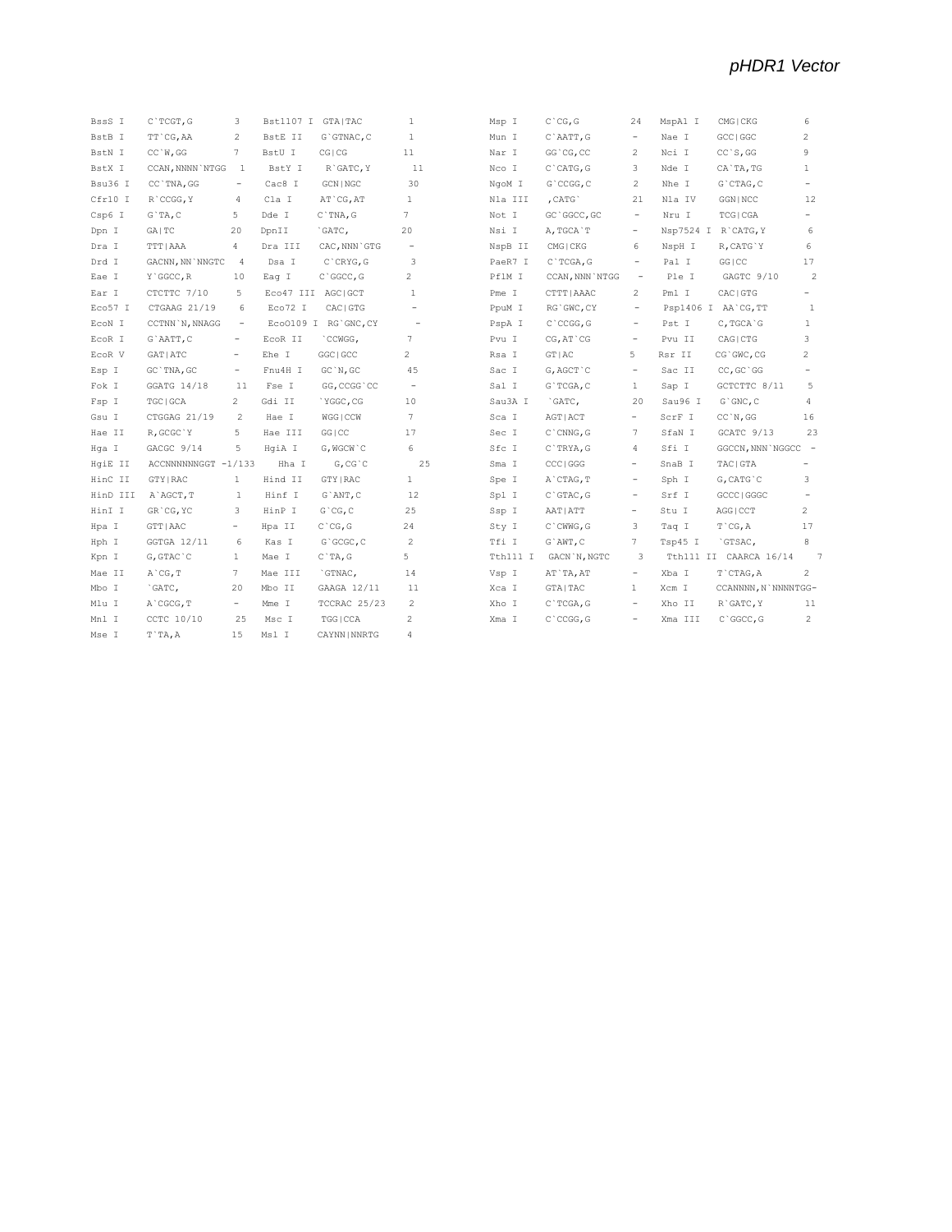| | | | | | | | | | | | |
|---|---|---|---|---|---|---|---|---|---|---|---|
| BssS I | C`TCGT,G | 3 | Bst1107 I | GTA\|TAC | 1 | Msp I | C`CG,G | 24 | MspA1 I | CMG\|CKG | 6 |
| BstB I | TT`CG,AA | 2 | BstE II | G`GTNAC,C | 1 | Mun I | C`AATT,G | - | Nae I | GCC\|GGC | 2 |
| BstN I | CC`W,GG | 7 | BstU I | CG\|CG | 11 | Nar I | GG`CG,CC | 2 | Nci I | CC`S,GG | 9 |
| BstX I | CCAN,NNNN`NTGG | 1 | BstY I | R`GATC,Y | 11 | Nco I | C`CATG,G | 3 | Nde I | CA`TA,TG | 1 |
| Bsu36 I | CC`TNA,GG | - | Cac8 I | GCN\|NGC | 30 | NgoM I | G`CCGG,C | 2 | Nhe I | G`CTAG,C | - |
| Cfr10 I | R`CCGG,Y | 4 | Cla I | AT`CG,AT | 1 | Nla III | ,CATG` | 21 | Nla IV | GGN\|NCC | 12 |
| Csp6 I | G`TA,C | 5 | Dde I | C`TNA,G | 7 | Not I | GC`GGCC,GC | - | Nru I | TCG\|CGA | - |
| Dpn I | GA\|TC | 20 | DpnII | `GATC, | 20 | Nsi I | A,TGCA`T | - | Nsp7524 I | R`CATG,Y | 6 |
| Dra I | TTT\|AAA | 4 | Dra III | CAC,NNN`GTG | - | NspB II | CMG\|CKG | 6 | NspH I | R,CATG`Y | 6 |
| Drd I | GACNN,NN`NNGTC | 4 | Dsa I | C`CRYG,G | 3 | PaeR7 I | C`TCGA,G | - | Pal I | GG\|CC | 17 |
| Eae I | Y`GGCC,R | 10 | Eag I | C`GGCC,G | 2 | PflM I | CCAN,NNN`NTGG | - | Ple I | GAGTC 9/10 | 2 |
| Ear I | CTCTTC 7/10 | 5 | Eco47 III | AGC\|GCT | 1 | Pme I | CTTT\|AAAC | 2 | Pml I | CAC\|GTG | - |
| Eco57 I | CTGAAG 21/19 | 6 | Eco72 I | CAC\|GTG | - | PpuM I | RG`GWC,CY | - | Psp1406 I | AA`CG,TT | 1 |
| EcoN I | CCTNN`N,NNAGG | - | EcoO109 I | RG`GNC,CY | - | PspA I | C`CCGG,G | - | Pst I | C,TGCA`G | 1 |
| EcoR I | G`AATT,C | - | EcoR II | `CCWGG, | 7 | Pvu I | CG,AT`CG | - | Pvu II | CAG\|CTG | 3 |
| EcoR V | GAT\|ATC | - | Ehe I | GGC\|GCC | 2 | Rsa I | GT\|AC | 5 | Rsr II | CG`GWC,CG | 2 |
| Esp I | GC`TNA,GC | - | Fnu4H I | GC`N,GC | 45 | Sac I | G,AGCT`C | - | Sac II | CC,GC`GG | - |
| Fok I | GGATG 14/18 | 11 | Fse I | GG,CCGG`CC | - | Sal I | G`TCGA,C | 1 | Sap I | GCTCTTC 8/11 | 5 |
| Fsp I | TGC\|GCA | 2 | Gdi II | `YGGC,CG | 10 | Sau3A I | `GATC, | 20 | Sau96 I | G`GNC,C | 4 |
| Gsu I | CTGGAG 21/19 | 2 | Hae I | WGG\|CCW | 7 | Sca I | AGT\|ACT | - | ScrF I | CC`N,GG | 16 |
| Hae II | R,GCGC`Y | 5 | Hae III | GG\|CC | 17 | Sec I | C`CNNG,G | 7 | SfaN I | GCATC 9/13 | 23 |
| Hga I | GACGC 9/14 | 5 | HgiA I | G,WGCW`C | 6 | Sfc I | C`TRYA,G | 4 | Sfi I | GGCCN,NNN`NGGCC | - |
| HgiE II | ACCNNNNNNGGT -1/133 | | Hha I | G,CG`C | 25 | Sma I | CCC\|GGG | - | SnaB I | TAC\|GTA | - |
| HinC II | GTY\|RAC | 1 | Hind II | GTY\|RAC | 1 | Spe I | A`CTAG,T | - | Sph I | G,CATG`C | 3 |
| HinD III | A`AGCT,T | 1 | Hinf I | G`ANT,C | 12 | Spl I | C`GTAC,G | - | Srf I | GCCC\|GGGC | - |
| HinI I | GR`CG,YC | 3 | HinP I | G`CG,C | 25 | Ssp I | AAT\|ATT | - | Stu I | AGG\|CCT | 2 |
| Hpa I | GTT\|AAC | - | Hpa II | C`CG,G | 24 | Sty I | C`CWWG,G | 3 | Taq I | T`CG,A | 17 |
| Hph I | GGTGA 12/11 | 6 | Kas I | G`GCGC,C | 2 | Tfi I | G`AWT,C | 7 | Tsp45 I | `GTSAC, | 8 |
| Kpn I | G,GTAC`C | 1 | Mae I | C`TA,G | 5 | Tth111 I | GACN`N,NGTC | 3 | Tth111 II | CAARCA 16/14 | 7 |
| Mae II | A`CG,T | 7 | Mae III | `GTNAC, | 14 | Vsp I | AT`TA,AT | - | Xba I | T`CTAG,A | 2 |
| Mbo I | `GATC, | 20 | Mbo II | GAAGA 12/11 | 11 | Xca I | GTA\|TAC | 1 | Xcm I | CCANNNN,N`NNNNTGG | - |
| Mlu I | A`CGCG,T | - | Mme I | TCCRAC 25/23 | 2 | Xho I | C`TCGA,G | - | Xho II | R`GATC,Y | 11 |
| Mnl I | CCTC 10/10 | 25 | Msc I | TGG\|CCA | 2 | Xma I | C`CCGG,G | - | Xma III | C`GGCC,G | 2 |
| Mse I | T`TA,A | 15 | Msl I | CAYNN\|NNRTG | 4 | | | | | | |